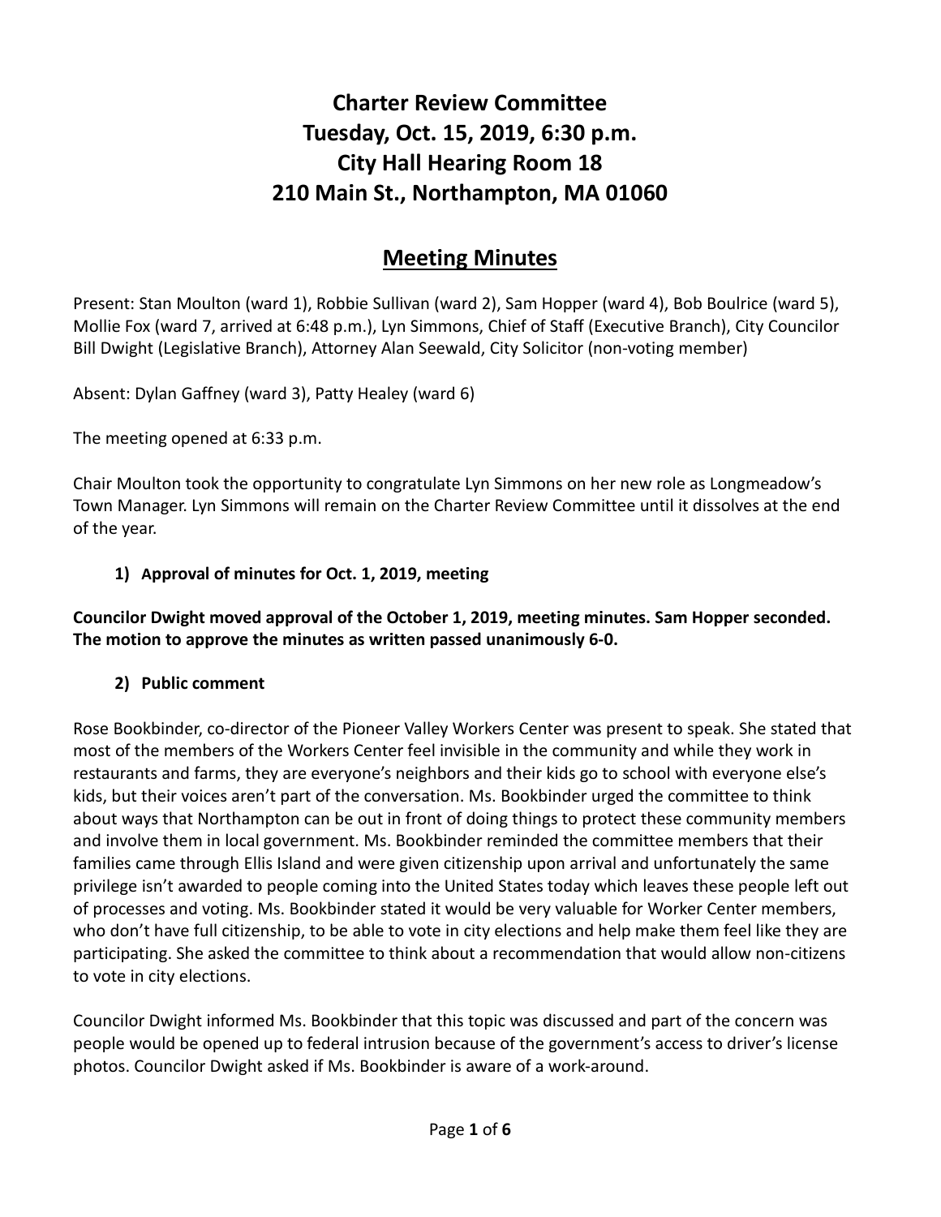# Charter Review Committee
# Tuesday, Oct. 15, 2019, 6:30 p.m.
# City Hall Hearing Room 18
# 210 Main St., Northampton, MA 01060

## Meeting Minutes

Present: Stan Moulton (ward 1), Robbie Sullivan (ward 2), Sam Hopper (ward 4), Bob Boulrice (ward 5), Mollie Fox (ward 7, arrived at 6:48 p.m.), Lyn Simmons, Chief of Staff (Executive Branch), City Councilor Bill Dwight (Legislative Branch), Attorney Alan Seewald, City Solicitor (non-voting member)

Absent: Dylan Gaffney (ward 3), Patty Healey (ward 6)

The meeting opened at 6:33 p.m.

Chair Moulton took the opportunity to congratulate Lyn Simmons on her new role as Longmeadow's Town Manager. Lyn Simmons will remain on the Charter Review Committee until it dissolves at the end of the year.

**1) Approval of minutes for Oct. 1, 2019, meeting**

**Councilor Dwight moved approval of the October 1, 2019, meeting minutes. Sam Hopper seconded. The motion to approve the minutes as written passed unanimously 6-0.**

**2) Public comment**

Rose Bookbinder, co-director of the Pioneer Valley Workers Center was present to speak. She stated that most of the members of the Workers Center feel invisible in the community and while they work in restaurants and farms, they are everyone's neighbors and their kids go to school with everyone else's kids, but their voices aren't part of the conversation. Ms. Bookbinder urged the committee to think about ways that Northampton can be out in front of doing things to protect these community members and involve them in local government. Ms. Bookbinder reminded the committee members that their families came through Ellis Island and were given citizenship upon arrival and unfortunately the same privilege isn't awarded to people coming into the United States today which leaves these people left out of processes and voting. Ms. Bookbinder stated it would be very valuable for Worker Center members, who don't have full citizenship, to be able to vote in city elections and help make them feel like they are participating. She asked the committee to think about a recommendation that would allow non-citizens to vote in city elections.

Councilor Dwight informed Ms. Bookbinder that this topic was discussed and part of the concern was people would be opened up to federal intrusion because of the government's access to driver's license photos. Councilor Dwight asked if Ms. Bookbinder is aware of a work-around.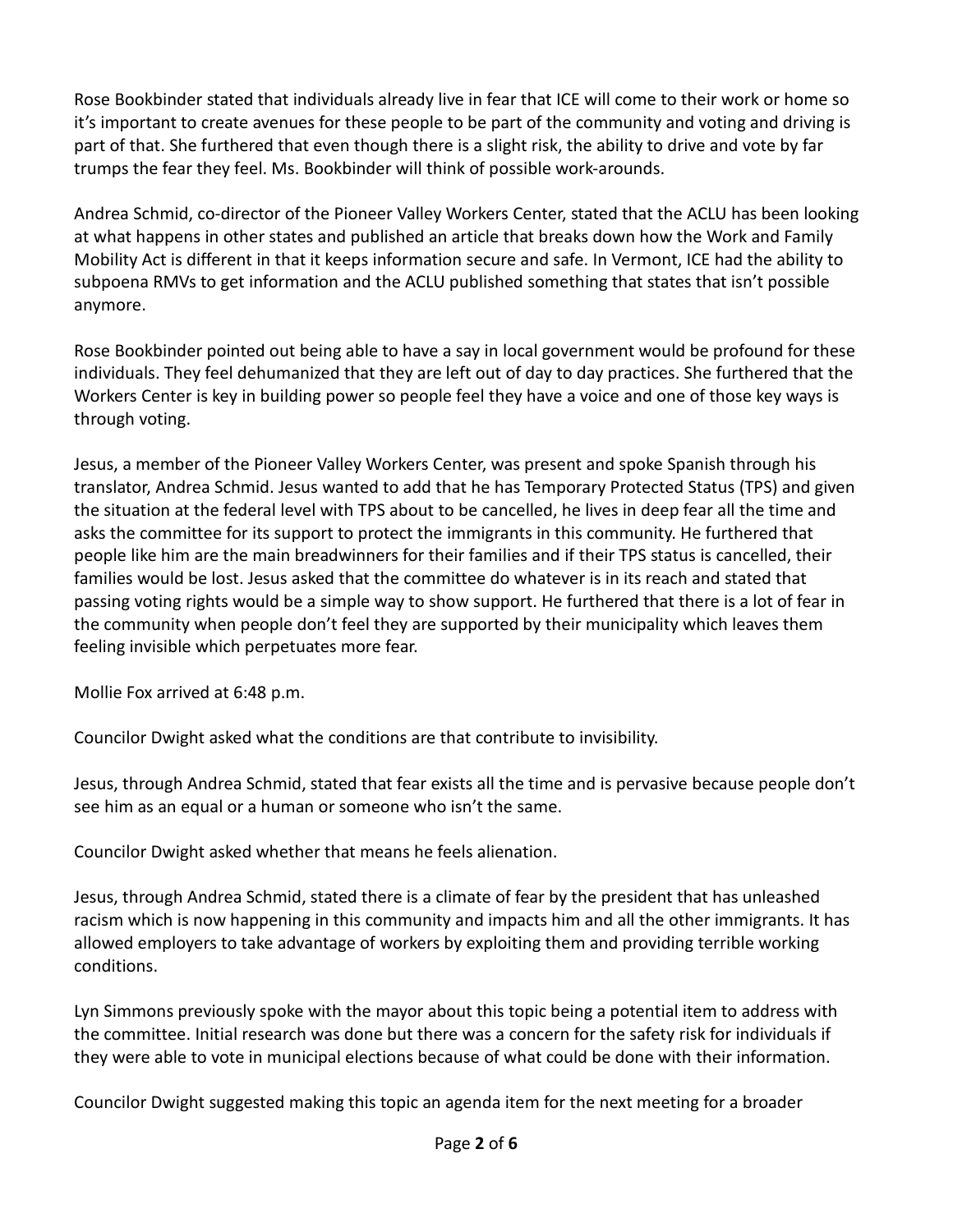Rose Bookbinder stated that individuals already live in fear that ICE will come to their work or home so it's important to create avenues for these people to be part of the community and voting and driving is part of that. She furthered that even though there is a slight risk, the ability to drive and vote by far trumps the fear they feel. Ms. Bookbinder will think of possible work-arounds.

Andrea Schmid, co-director of the Pioneer Valley Workers Center, stated that the ACLU has been looking at what happens in other states and published an article that breaks down how the Work and Family Mobility Act is different in that it keeps information secure and safe. In Vermont, ICE had the ability to subpoena RMVs to get information and the ACLU published something that states that isn't possible anymore.

Rose Bookbinder pointed out being able to have a say in local government would be profound for these individuals. They feel dehumanized that they are left out of day to day practices. She furthered that the Workers Center is key in building power so people feel they have a voice and one of those key ways is through voting.

Jesus, a member of the Pioneer Valley Workers Center, was present and spoke Spanish through his translator, Andrea Schmid. Jesus wanted to add that he has Temporary Protected Status (TPS) and given the situation at the federal level with TPS about to be cancelled, he lives in deep fear all the time and asks the committee for its support to protect the immigrants in this community. He furthered that people like him are the main breadwinners for their families and if their TPS status is cancelled, their families would be lost. Jesus asked that the committee do whatever is in its reach and stated that passing voting rights would be a simple way to show support. He furthered that there is a lot of fear in the community when people don't feel they are supported by their municipality which leaves them feeling invisible which perpetuates more fear.

Mollie Fox arrived at 6:48 p.m.

Councilor Dwight asked what the conditions are that contribute to invisibility.

Jesus, through Andrea Schmid, stated that fear exists all the time and is pervasive because people don't see him as an equal or a human or someone who isn't the same.

Councilor Dwight asked whether that means he feels alienation.

Jesus, through Andrea Schmid, stated there is a climate of fear by the president that has unleashed racism which is now happening in this community and impacts him and all the other immigrants. It has allowed employers to take advantage of workers by exploiting them and providing terrible working conditions.

Lyn Simmons previously spoke with the mayor about this topic being a potential item to address with the committee. Initial research was done but there was a concern for the safety risk for individuals if they were able to vote in municipal elections because of what could be done with their information.

Councilor Dwight suggested making this topic an agenda item for the next meeting for a broader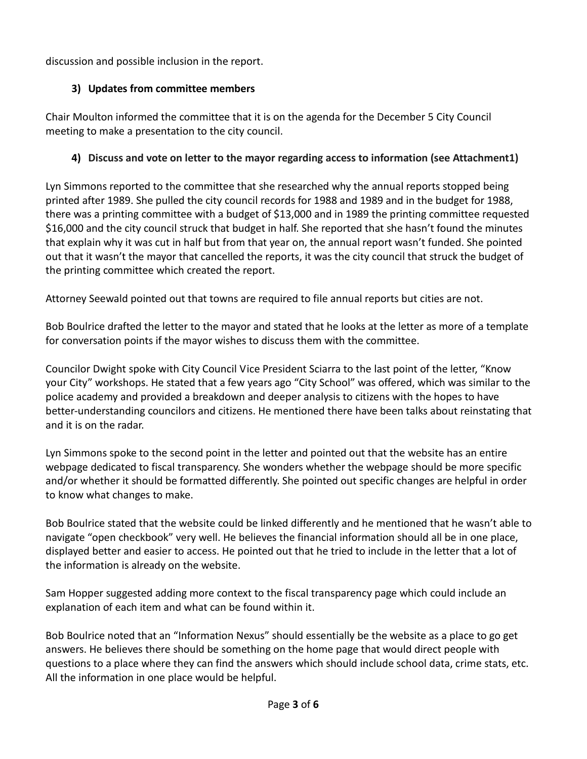discussion and possible inclusion in the report.

### 3) Updates from committee members

Chair Moulton informed the committee that it is on the agenda for the December 5 City Council meeting to make a presentation to the city council.

### 4) Discuss and vote on letter to the mayor regarding access to information (see Attachment1)

Lyn Simmons reported to the committee that she researched why the annual reports stopped being printed after 1989. She pulled the city council records for 1988 and 1989 and in the budget for 1988, there was a printing committee with a budget of $13,000 and in 1989 the printing committee requested $16,000 and the city council struck that budget in half. She reported that she hasn't found the minutes that explain why it was cut in half but from that year on, the annual report wasn't funded. She pointed out that it wasn't the mayor that cancelled the reports, it was the city council that struck the budget of the printing committee which created the report.

Attorney Seewald pointed out that towns are required to file annual reports but cities are not.

Bob Boulrice drafted the letter to the mayor and stated that he looks at the letter as more of a template for conversation points if the mayor wishes to discuss them with the committee.

Councilor Dwight spoke with City Council Vice President Sciarra to the last point of the letter, "Know your City" workshops. He stated that a few years ago "City School" was offered, which was similar to the police academy and provided a breakdown and deeper analysis to citizens with the hopes to have better-understanding councilors and citizens. He mentioned there have been talks about reinstating that and it is on the radar.

Lyn Simmons spoke to the second point in the letter and pointed out that the website has an entire webpage dedicated to fiscal transparency. She wonders whether the webpage should be more specific and/or whether it should be formatted differently. She pointed out specific changes are helpful in order to know what changes to make.

Bob Boulrice stated that the website could be linked differently and he mentioned that he wasn't able to navigate "open checkbook" very well. He believes the financial information should all be in one place, displayed better and easier to access. He pointed out that he tried to include in the letter that a lot of the information is already on the website.

Sam Hopper suggested adding more context to the fiscal transparency page which could include an explanation of each item and what can be found within it.

Bob Boulrice noted that an "Information Nexus" should essentially be the website as a place to go get answers. He believes there should be something on the home page that would direct people with questions to a place where they can find the answers which should include school data, crime stats, etc. All the information in one place would be helpful.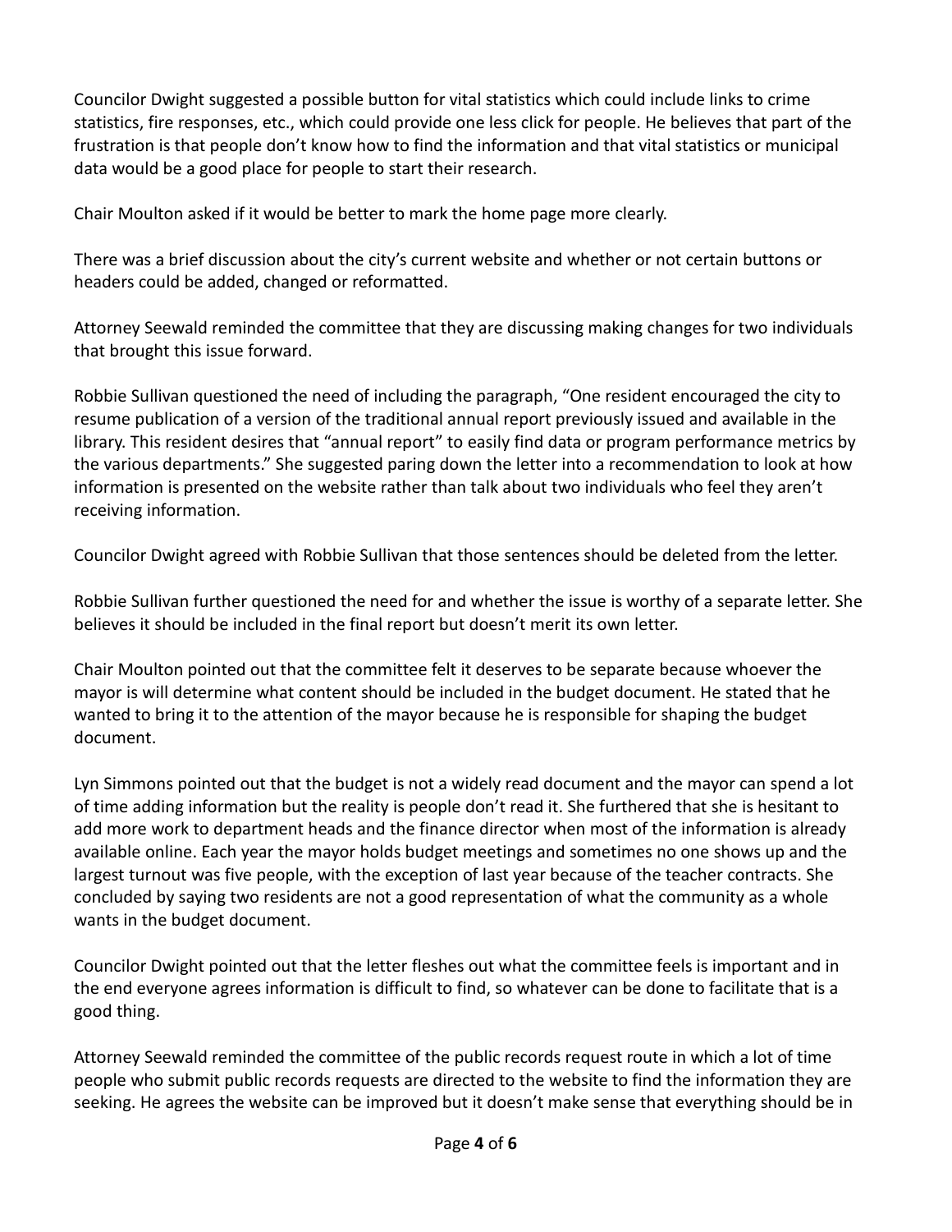Councilor Dwight suggested a possible button for vital statistics which could include links to crime statistics, fire responses, etc., which could provide one less click for people. He believes that part of the frustration is that people don't know how to find the information and that vital statistics or municipal data would be a good place for people to start their research.

Chair Moulton asked if it would be better to mark the home page more clearly.

There was a brief discussion about the city's current website and whether or not certain buttons or headers could be added, changed or reformatted.

Attorney Seewald reminded the committee that they are discussing making changes for two individuals that brought this issue forward.

Robbie Sullivan questioned the need of including the paragraph, "One resident encouraged the city to resume publication of a version of the traditional annual report previously issued and available in the library. This resident desires that "annual report" to easily find data or program performance metrics by the various departments." She suggested paring down the letter into a recommendation to look at how information is presented on the website rather than talk about two individuals who feel they aren't receiving information.

Councilor Dwight agreed with Robbie Sullivan that those sentences should be deleted from the letter.

Robbie Sullivan further questioned the need for and whether the issue is worthy of a separate letter. She believes it should be included in the final report but doesn't merit its own letter.

Chair Moulton pointed out that the committee felt it deserves to be separate because whoever the mayor is will determine what content should be included in the budget document. He stated that he wanted to bring it to the attention of the mayor because he is responsible for shaping the budget document.

Lyn Simmons pointed out that the budget is not a widely read document and the mayor can spend a lot of time adding information but the reality is people don't read it. She furthered that she is hesitant to add more work to department heads and the finance director when most of the information is already available online. Each year the mayor holds budget meetings and sometimes no one shows up and the largest turnout was five people, with the exception of last year because of the teacher contracts. She concluded by saying two residents are not a good representation of what the community as a whole wants in the budget document.

Councilor Dwight pointed out that the letter fleshes out what the committee feels is important and in the end everyone agrees information is difficult to find, so whatever can be done to facilitate that is a good thing.

Attorney Seewald reminded the committee of the public records request route in which a lot of time people who submit public records requests are directed to the website to find the information they are seeking. He agrees the website can be improved but it doesn't make sense that everything should be in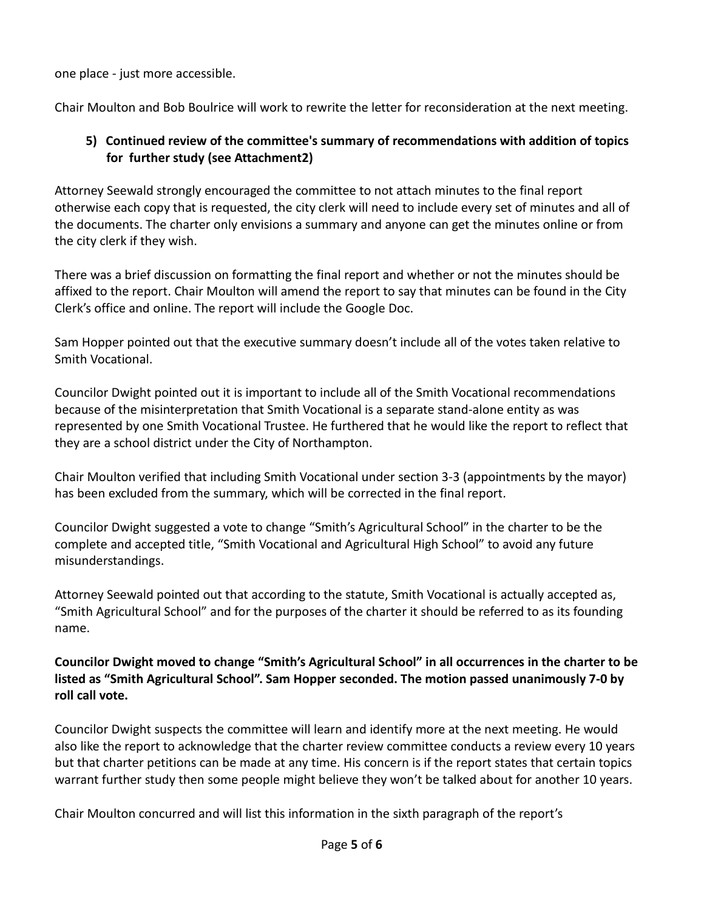one place - just more accessible.

Chair Moulton and Bob Boulrice will work to rewrite the letter for reconsideration at the next meeting.

### 5) Continued review of the committee's summary of recommendations with addition of topics for further study (see Attachment2)

Attorney Seewald strongly encouraged the committee to not attach minutes to the final report otherwise each copy that is requested, the city clerk will need to include every set of minutes and all of the documents. The charter only envisions a summary and anyone can get the minutes online or from the city clerk if they wish.

There was a brief discussion on formatting the final report and whether or not the minutes should be affixed to the report. Chair Moulton will amend the report to say that minutes can be found in the City Clerk's office and online. The report will include the Google Doc.

Sam Hopper pointed out that the executive summary doesn't include all of the votes taken relative to Smith Vocational.

Councilor Dwight pointed out it is important to include all of the Smith Vocational recommendations because of the misinterpretation that Smith Vocational is a separate stand-alone entity as was represented by one Smith Vocational Trustee. He furthered that he would like the report to reflect that they are a school district under the City of Northampton.

Chair Moulton verified that including Smith Vocational under section 3-3 (appointments by the mayor) has been excluded from the summary, which will be corrected in the final report.

Councilor Dwight suggested a vote to change "Smith's Agricultural School" in the charter to be the complete and accepted title, "Smith Vocational and Agricultural High School" to avoid any future misunderstandings.

Attorney Seewald pointed out that according to the statute, Smith Vocational is actually accepted as, "Smith Agricultural School" and for the purposes of the charter it should be referred to as its founding name.

**Councilor Dwight moved to change "Smith's Agricultural School" in all occurrences in the charter to be listed as "Smith Agricultural School". Sam Hopper seconded. The motion passed unanimously 7-0 by roll call vote.**

Councilor Dwight suspects the committee will learn and identify more at the next meeting. He would also like the report to acknowledge that the charter review committee conducts a review every 10 years but that charter petitions can be made at any time. His concern is if the report states that certain topics warrant further study then some people might believe they won't be talked about for another 10 years.

Chair Moulton concurred and will list this information in the sixth paragraph of the report's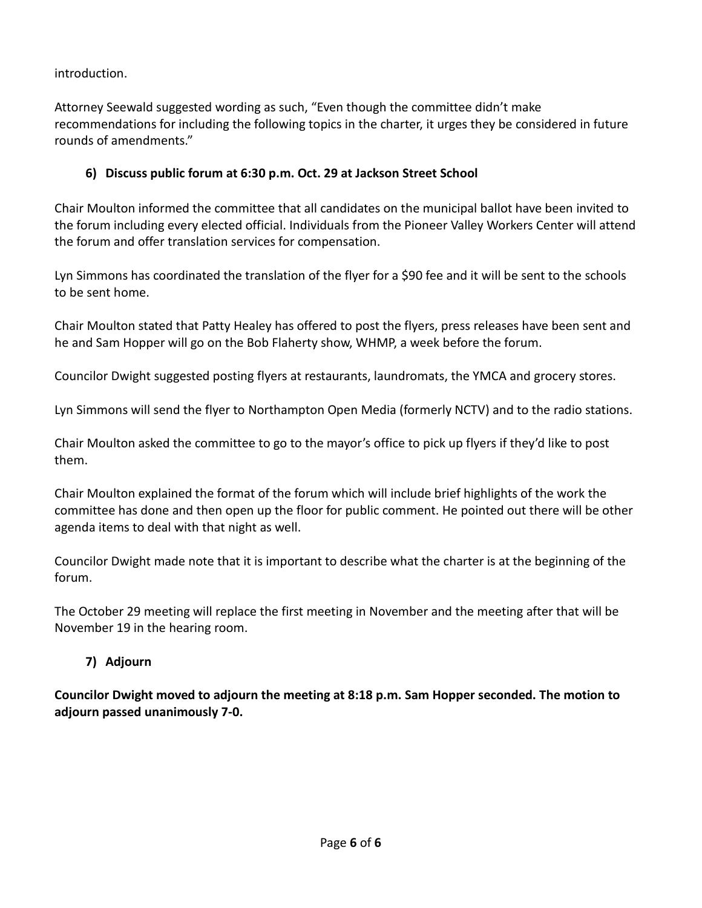introduction.

Attorney Seewald suggested wording as such, "Even though the committee didn't make recommendations for including the following topics in the charter, it urges they be considered in future rounds of amendments."

### 6) Discuss public forum at 6:30 p.m. Oct. 29 at Jackson Street School

Chair Moulton informed the committee that all candidates on the municipal ballot have been invited to the forum including every elected official. Individuals from the Pioneer Valley Workers Center will attend the forum and offer translation services for compensation.

Lyn Simmons has coordinated the translation of the flyer for a $90 fee and it will be sent to the schools to be sent home.

Chair Moulton stated that Patty Healey has offered to post the flyers, press releases have been sent and he and Sam Hopper will go on the Bob Flaherty show, WHMP, a week before the forum.

Councilor Dwight suggested posting flyers at restaurants, laundromats, the YMCA and grocery stores.

Lyn Simmons will send the flyer to Northampton Open Media (formerly NCTV) and to the radio stations.

Chair Moulton asked the committee to go to the mayor's office to pick up flyers if they'd like to post them.

Chair Moulton explained the format of the forum which will include brief highlights of the work the committee has done and then open up the floor for public comment. He pointed out there will be other agenda items to deal with that night as well.

Councilor Dwight made note that it is important to describe what the charter is at the beginning of the forum.

The October 29 meeting will replace the first meeting in November and the meeting after that will be November 19 in the hearing room.

### 7) Adjourn

**Councilor Dwight moved to adjourn the meeting at 8:18 p.m. Sam Hopper seconded. The motion to adjourn passed unanimously 7-0.**